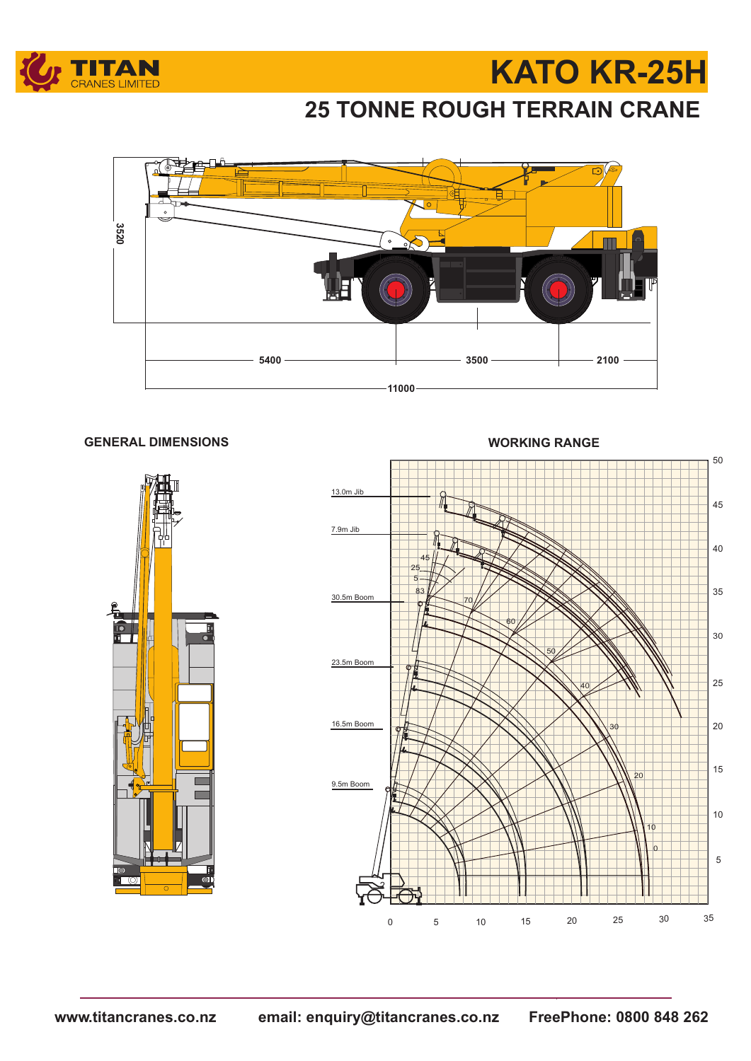TITAN CRANES LIMITED

# KATO KR-25H

## 25 TONNE ROUGH TERRAIN CRANE

3520

5400 3500 2100

11000

### GENERAL DIMENSIONS

### WORKING RANGE

13.0m Jib

7.9m Jib

30.5m Boom

23.5m Boom

16.5m Boom

9.5m Boom

www.titancranes.co.nz email: enquiry@titancranes.co.nz FreePhone: 0800 848 262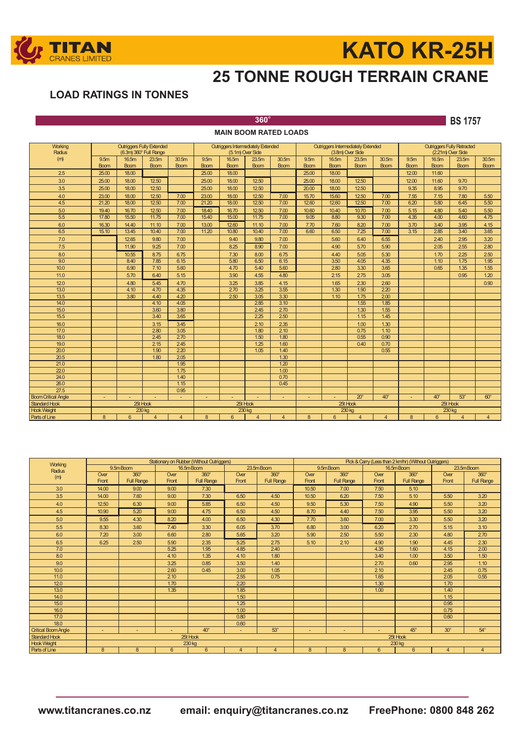# KATO KR-25H

## 25 TONNE ROUGH TERRAIN CRANE

### LOAD RATINGS IN TONNES

**360°** **BS 1757**

**MAIN BOOM RATED LOADS**

| Working Radius (m) | Outriggers Fully Extended (6.3m) 360° Full Range | | | | Outriggers Intermediately Extended (5.1m) Over Side | | | | Outriggers Intermediately Extended (3.8m) Over Side | | | | Outriggers Fully Retracted (2.21m) Over Side | | | |
|---|---|---|---|---|---|---|---|---|---|---|---|---|---|---|---|---|
| | 9.5m Boom | 16.5m Boom | 23.5m Boom | 30.5m Boom | 9.5m Boom | 16.5m Boom | 23.5m Boom | 30.5m Boom | 9.5m Boom | 16.5m Boom | 23.5m Boom | 30.5m Boom | 9.5m Boom | 16.5m Boom | 23.5m Boom | 30.5m Boom |
| 2.5 | 25.00 | 18.00 | | | 25.00 | 18.00 | | | 25.00 | 18.00 | | | 12.00 | 11.60 | | |
| 3.0 | 25.00 | 18.00 | 12.50 | | 25.00 | 18.00 | 12.50 | | 25.00 | 18.00 | 12.50 | | 12.00 | 11.60 | 9.70 | |
| 3.5 | 25.00 | 18.00 | 12.50 | | 25.00 | 18.00 | 12.50 | | 20.00 | 18.00 | 12.50 | | 9.35 | 8.95 | 9.70 | |
| 4.0 | 23.00 | 18.00 | 12.50 | 7.00 | 23.00 | 18.00 | 12.50 | 7.00 | 15.70 | 15.60 | 12.50 | 7.00 | 7.55 | 7.15 | 7.80 | 5.50 |
| 4.5 | 21.20 | 18.00 | 12.50 | 7.00 | 21.20 | 18.00 | 12.50 | 7.00 | 12.60 | 12.60 | 12.50 | 7.00 | 6.20 | 5.80 | 6.45 | 5.50 |
| 5.0 | 19.40 | 16.70 | 12.50 | 7.00 | 18.40 | 16.70 | 12.50 | 7.00 | 10.60 | 10.40 | 10.70 | 7.00 | 5.15 | 4.80 | 5.40 | 5.50 |
| 5.5 | 17.80 | 15.50 | 11.75 | 7.00 | 15.40 | 15.00 | 11.75 | 7.00 | 9.05 | 8.80 | 9.30 | 7.00 | 4.35 | 4.00 | 4.60 | 4.75 |
| 6.0 | 16.30 | 14.40 | 11.10 | 7.00 | 13.00 | 12.60 | 11.10 | 7.00 | 7.70 | 7.60 | 8.20 | 7.00 | 3.70 | 3.40 | 3.95 | 4.15 |
| 6.5 | 15.10 | 13.45 | 10.40 | 7.00 | 11.20 | 10.80 | 10.40 | 7.00 | 6.60 | 6.50 | 7.25 | 7.00 | 3.15 | 2.85 | 3.40 | 3.65 |
| 7.0 | | 12.65 | 9.80 | 7.00 | | 9.40 | 9.80 | 7.00 | | 5.60 | 6.40 | 6.55 | | 2.40 | 2.95 | 3.20 |
| 7.5 | | 11.90 | 9.25 | 7.00 | | 8.25 | 8.90 | 7.00 | | 4.90 | 5.70 | 5.90 | | 2.05 | 2.55 | 2.80 |
| 8.0 | | 10.55 | 8.75 | 6.75 | | 7.30 | 8.00 | 6.75 | | 4.40 | 5.05 | 5.30 | | 1.70 | 2.25 | 2.50 |
| 9.0 | | 8.40 | 7.85 | 6.15 | | 5.80 | 6.50 | 6.15 | | 3.50 | 4.05 | 4.35 | | 1.10 | 1.75 | 1.95 |
| 10.0 | | 6.90 | 7.10 | 5.60 | | 4.70 | 5.40 | 5.60 | | 2.80 | 3.30 | 3.65 | | 0.65 | 1.35 | 1.55 |
| 11.0 | | 5.70 | 6.40 | 5.15 | | 3.90 | 4.55 | 4.80 | | 2.15 | 2.75 | 3.05 | | | 0.95 | 1.20 |
| 12.0 | | 4.80 | 5.45 | 4.70 | | 3.25 | 3.85 | 4.15 | | 1.65 | 2.30 | 2.60 | | | | 0.90 |
| 13.0 | | 4.10 | 4.70 | 4.35 | | 2.70 | 3.25 | 3.55 | | 1.30 | 1.90 | 2.20 | | | | |
| 13.5 | | 3.80 | 4.40 | 4.20 | | 2.50 | 3.05 | 3.30 | | 1.10 | 1.75 | 2.00 | | | | |
| 14.0 | | | 4.10 | 4.05 | | | 2.85 | 3.10 | | | 1.55 | 1.85 | | | | |
| 15.0 | | | 3.60 | 3.80 | | | 2.45 | 2.70 | | | 1.30 | 1.55 | | | | |
| 15.5 | | | 3.40 | 3.65 | | | 2.25 | 2.50 | | | 1.15 | 1.45 | | | | |
| 16.0 | | | 3.15 | 3.45 | | | 2.10 | 2.35 | | | 1.00 | 1.30 | | | | |
| 17.0 | | | 2.80 | 3.05 | | | 1.80 | 2.10 | | | 0.75 | 1.10 | | | | |
| 18.0 | | | 2.45 | 2.70 | | | 1.50 | 1.80 | | | 0.55 | 0.90 | | | | |
| 19.0 | | | 2.15 | 2.45 | | | 1.25 | 1.60 | | | 0.40 | 0.70 | | | | |
| 20.0 | | | 1.90 | 2.20 | | | 1.05 | 1.40 | | | | 0.55 | | | | |
| 20.5 | | | 1.80 | 2.05 | | | | 1.30 | | | | | | | | |
| 21.0 | | | | 1.95 | | | | 1.20 | | | | | | | | |
| 22.0 | | | | 1.75 | | | | 1.00 | | | | | | | | |
| 24.0 | | | | 1.40 | | | | 0.70 | | | | | | | | |
| 26.0 | | | | 1.15 | | | | 0.45 | | | | | | | | |
| 27.5 | | | | 0.95 | | | | | | | | | | | | |
| Boom Critical Angle | - | - | - | - | - | - | - | - | - | - | 20° | 40° | - | 40° | 53° | 60° |
| Standard Hook | 25t Hook | | | | 25t Hook | | | | 25t Hook | | | | 25t Hook | | | |
| Hook Weight | 230 kg | | | | 230 kg | | | | 230 kg | | | | 230 kg | | | |
| Parts of Line | 8 | 6 | 4 | 4 | 8 | 6 | 4 | 4 | 8 | 6 | 4 | 4 | 8 | 6 | 4 | 4 |

| Working Radius (m) | Stationary on Rubber (Without Outriggers) | | | | | | Pick & Carry (Less than 2 km/hr) (Without Outriggers) | | | | | |
|---|---|---|---|---|---|---|---|---|---|---|---|---|
| | 9.5m Boom | | 16.5m Boom | | 23.5m Boom | | 9.5m Boom | | 16.5m Boom | | 23.5m Boom | |
| | Over Front | 360° Full Range | Over Front | 360° Full Range | Over Front | 360° Full Range | Over Front | 360° Full Range | Over Front | 360° Full Range | Over Front | 360° Full Range |
| 3.0 | 14.00 | 9.00 | 9.00 | 7.30 | | | 10.50 | 7.00 | 7.50 | 5.10 | | |
| 3.5 | 14.00 | 7.60 | 9.00 | 7.30 | 6.50 | 4.50 | 10.50 | 6.20 | 7.50 | 5.10 | 5.50 | 3.20 |
| 4.0 | 12.50 | 6.30 | 9.00 | 5.85 | 6.50 | 4.50 | 9.50 | 5.30 | 7.50 | 4.90 | 5.50 | 3.20 |
| 4.5 | 10.90 | 5.20 | 9.00 | 4.75 | 6.50 | 4.50 | 8.70 | 4.40 | 7.50 | 3.95 | 5.50 | 3.20 |
| 5.0 | 9.55 | 4.30 | 8.20 | 4.00 | 6.50 | 4.30 | 7.70 | 3.60 | 7.00 | 3.30 | 5.50 | 3.20 |
| 5.5 | 8.30 | 3.60 | 7.40 | 3.30 | 6.05 | 3.70 | 6.80 | 3.00 | 6.20 | 2.70 | 5.15 | 3.10 |
| 6.0 | 7.20 | 3.00 | 6.60 | 2.80 | 5.65 | 3.20 | 5.90 | 2.50 | 5.50 | 2.30 | 4.80 | 2.70 |
| 6.5 | 6.25 | 2.50 | 5.90 | 2.35 | 5.25 | 2.75 | 5.10 | 2.10 | 4.90 | 1.90 | 4.45 | 2.30 |
| 7.0 | | | 5.25 | 1.95 | 4.85 | 2.40 | | | 4.35 | 1.60 | 4.15 | 2.00 |
| 8.0 | | | 4.10 | 1.35 | 4.10 | 1.80 | | | 3.40 | 1.00 | 3.50 | 1.50 |
| 9.0 | | | 3.25 | 0.85 | 3.50 | 1.40 | | | 2.70 | 0.60 | 2.95 | 1.10 |
| 10.0 | | | 2.60 | 0.45 | 3.00 | 1.05 | | | 2.10 | | 2.45 | 0.75 |
| 11.0 | | | 2.10 | | 2.55 | 0.75 | | | 1.65 | | 2.05 | 0.55 |
| 12.0 | | | 1.70 | | 2.20 | | | | 1.30 | | 1.70 | |
| 13.0 | | | 1.35 | | 1.85 | | | | 1.00 | | 1.40 | |
| 14.0 | | | | | 1.50 | | | | | | 1.15 | |
| 15.0 | | | | | 1.25 | | | | | | 0.95 | |
| 16.0 | | | | | 1.00 | | | | | | 0.75 | |
| 17.0 | | | | | 0.80 | | | | | | 0.60 | |
| 18.0 | | | | | 0.60 | | | | | | | |
| Critical Boom Angle | - | - | - | 40° | - | 53° | - | - | - | 45° | 30° | 54° |
| Standard Hook | 25t Hook | | | | | | 25t Hook | | | | | |
| Hook Weight | 230 kg | | | | | | 230 kg | | | | | |
| Parts of Line | 8 | 8 | 6 | 6 | 4 | 4 | 8 | 8 | 6 | 6 | 4 | 4 |

www.titancranes.co.nz email: enquiry@titancranes.co.nz FreePhone: 0800 848 262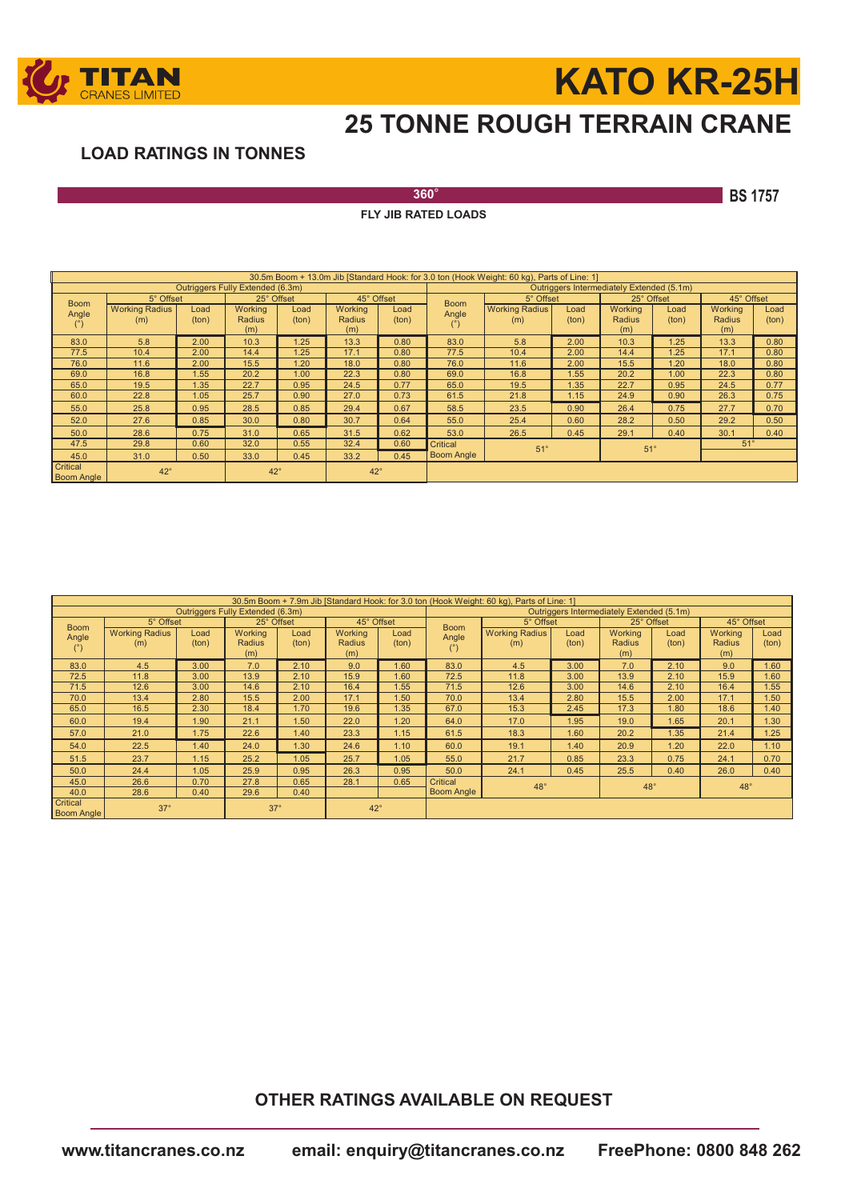# KATO KR-25H

## 25 TONNE ROUGH TERRAIN CRANE

### LOAD RATINGS IN TONNES

**360°** **BS 1757**

**FLY JIB RATED LOADS**

| 30.5m Boom + 13.0m Jib [Standard Hook: for 3.0 ton (Hook Weight: 60 kg), Parts of Line: 1] | | | | | | | | | | | | | |
|---|---|---|---|---|---|---|---|---|---|---|---|---|---|
| Outriggers Fully Extended (6.3m) | | | | | | | Outriggers Intermediately Extended (5.1m) | | | | | | |
| Boom Angle (°) | 5° Offset | | 25° Offset | | 45° Offset | | Boom Angle (°) | 5° Offset | | 25° Offset | | 45° Offset | |
| | Working Radius (m) | Load (ton) | Working Radius (m) | Load (ton) | Working Radius (m) | Load (ton) | | Working Radius (m) | Load (ton) | Working Radius (m) | Load (ton) | Working Radius (m) | Load (ton) |
| 83.0 | 5.8 | 2.00 | 10.3 | 1.25 | 13.3 | 0.80 | 83.0 | 5.8 | 2.00 | 10.3 | 1.25 | 13.3 | 0.80 |
| 77.5 | 10.4 | 2.00 | 14.4 | 1.25 | 17.1 | 0.80 | 77.5 | 10.4 | 2.00 | 14.4 | 1.25 | 17.1 | 0.80 |
| 76.0 | 11.6 | 2.00 | 15.5 | 1.20 | 18.0 | 0.80 | 76.0 | 11.6 | 2.00 | 15.5 | 1.20 | 18.0 | 0.80 |
| 69.0 | 16.8 | 1.55 | 20.2 | 1.00 | 22.3 | 0.80 | 69.0 | 16.8 | 1.55 | 20.2 | 1.00 | 22.3 | 0.80 |
| 65.0 | 19.5 | 1.35 | 22.7 | 0.95 | 24.5 | 0.77 | 65.0 | 19.5 | 1.35 | 22.7 | 0.95 | 24.5 | 0.77 |
| 60.0 | 22.8 | 1.05 | 25.7 | 0.90 | 27.0 | 0.73 | 61.5 | 21.8 | 1.15 | 24.9 | 0.90 | 26.3 | 0.75 |
| 55.0 | 25.8 | 0.95 | 28.5 | 0.85 | 29.4 | 0.67 | 58.5 | 23.5 | 0.90 | 26.4 | 0.75 | 27.7 | 0.70 |
| 52.0 | 27.6 | 0.85 | 30.0 | 0.80 | 30.7 | 0.64 | 55.0 | 25.4 | 0.60 | 28.2 | 0.50 | 29.2 | 0.50 |
| 50.0 | 28.6 | 0.75 | 31.0 | 0.65 | 31.5 | 0.62 | 53.0 | 26.5 | 0.45 | 29.1 | 0.40 | 30.1 | 0.40 |
| 47.5 | 29.8 | 0.60 | 32.0 | 0.55 | 32.4 | 0.60 | Critical Boom Angle | 51° | | 51° | | 51° | |
| 45.0 | 31.0 | 0.50 | 33.0 | 0.45 | 33.2 | 0.45 | | | | | | | |
| Critical Boom Angle | 42° | | 42° | | 42° | | | | | | | | |

| 30.5m Boom + 7.9m Jib [Standard Hook: for 3.0 ton (Hook Weight: 60 kg), Parts of Line: 1] | | | | | | | | | | | | | |
|---|---|---|---|---|---|---|---|---|---|---|---|---|---|
| Outriggers Fully Extended (6.3m) | | | | | | | Outriggers Intermediately Extended (5.1m) | | | | | | |
| Boom Angle (°) | 5° Offset | | 25° Offset | | 45° Offset | | Boom Angle (°) | 5° Offset | | 25° Offset | | 45° Offset | |
| | Working Radius (m) | Load (ton) | Working Radius (m) | Load (ton) | Working Radius (m) | Load (ton) | | Working Radius (m) | Load (ton) | Working Radius (m) | Load (ton) | Working Radius (m) | Load (ton) |
| 83.0 | 4.5 | 3.00 | 7.0 | 2.10 | 9.0 | 1.60 | 83.0 | 4.5 | 3.00 | 7.0 | 2.10 | 9.0 | 1.60 |
| 72.5 | 11.8 | 3.00 | 13.9 | 2.10 | 15.9 | 1.60 | 72.5 | 11.8 | 3.00 | 13.9 | 2.10 | 15.9 | 1.60 |
| 71.5 | 12.6 | 3.00 | 14.6 | 2.10 | 16.4 | 1.55 | 71.5 | 12.6 | 3.00 | 14.6 | 2.10 | 16.4 | 1.55 |
| 70.0 | 13.4 | 2.80 | 15.5 | 2.00 | 17.1 | 1.50 | 70.0 | 13.4 | 2.80 | 15.5 | 2.00 | 17.1 | 1.50 |
| 65.0 | 16.5 | 2.30 | 18.4 | 1.70 | 19.6 | 1.35 | 67.0 | 15.3 | 2.45 | 17.3 | 1.80 | 18.6 | 1.40 |
| 60.0 | 19.4 | 1.90 | 21.1 | 1.50 | 22.0 | 1.20 | 64.0 | 17.0 | 1.95 | 19.0 | 1.65 | 20.1 | 1.30 |
| 57.0 | 21.0 | 1.75 | 22.6 | 1.40 | 23.3 | 1.15 | 61.5 | 18.3 | 1.60 | 20.2 | 1.35 | 21.4 | 1.25 |
| 54.0 | 22.5 | 1.40 | 24.0 | 1.30 | 24.6 | 1.10 | 60.0 | 19.1 | 1.40 | 20.9 | 1.20 | 22.0 | 1.10 |
| 51.5 | 23.7 | 1.15 | 25.2 | 1.05 | 25.7 | 1.05 | 55.0 | 21.7 | 0.85 | 23.3 | 0.75 | 24.1 | 0.70 |
| 50.0 | 24.4 | 1.05 | 25.9 | 0.95 | 26.3 | 0.95 | 50.0 | 24.1 | 0.45 | 25.5 | 0.40 | 26.0 | 0.40 |
| 45.0 | 26.6 | 0.70 | 27.8 | 0.65 | 28.1 | 0.65 | Critical Boom Angle | 48° | | 48° | | 48° | |
| 40.0 | 28.6 | 0.40 | 29.6 | 0.40 | | | | | | | | | |
| Critical Boom Angle | 37° | | 37° | | 42° | | | | | | | | |

**OTHER RATINGS AVAILABLE ON REQUEST**

**www.titancranes.co.nz** **email: enquiry@titancranes.co.nz** **FreePhone: 0800 848 262**